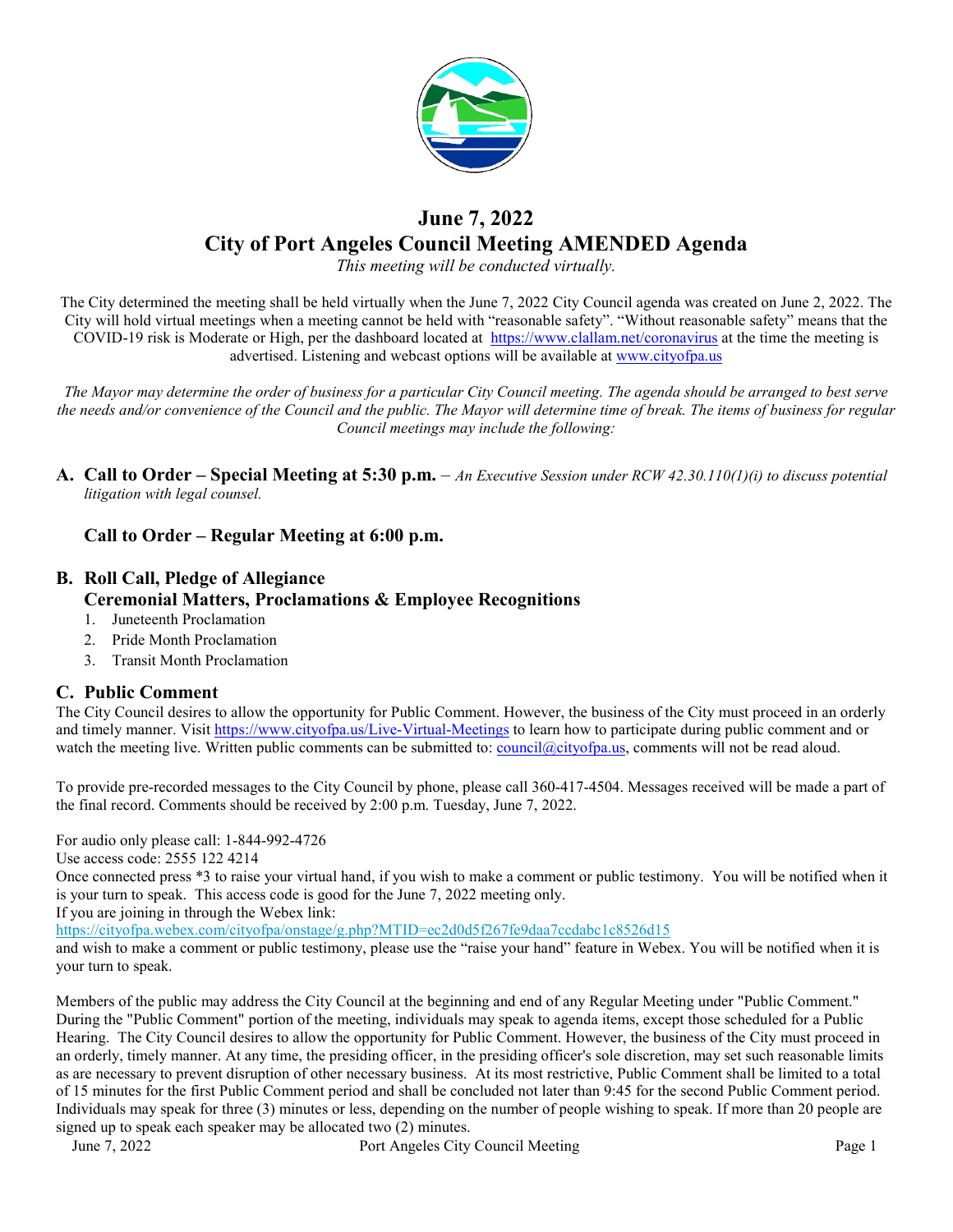# June 7, 2022
# City of Port Angeles Council Meeting AMENDED Agenda

*This meeting will be conducted virtually.*

The City determined the meeting shall be held virtually when the June 7, 2022 City Council agenda was created on June 2, 2022. The City will hold virtual meetings when a meeting cannot be held with "reasonable safety". "Without reasonable safety" means that the COVID-19 risk is Moderate or High, per the dashboard located at https://www.clallam.net/coronavirus at the time the meeting is advertised. Listening and webcast options will be available at www.cityofpa.us

*The Mayor may determine the order of business for a particular City Council meeting. The agenda should be arranged to best serve the needs and/or convenience of the Council and the public. The Mayor will determine time of break. The items of business for regular Council meetings may include the following:*

## A. Call to Order – Special Meeting at 5:30 p.m. – *An Executive Session under RCW 42.30.110(1)(i) to discuss potential litigation with legal counsel.*

**Call to Order – Regular Meeting at 6:00 p.m.**

## B. Roll Call, Pledge of Allegiance
**Ceremonial Matters, Proclamations & Employee Recognitions**

1. Juneteenth Proclamation
2. Pride Month Proclamation
3. Transit Month Proclamation

## C. Public Comment

The City Council desires to allow the opportunity for Public Comment. However, the business of the City must proceed in an orderly and timely manner. Visit https://www.cityofpa.us/Live-Virtual-Meetings to learn how to participate during public comment and or watch the meeting live. Written public comments can be submitted to: council@cityofpa.us, comments will not be read aloud.

To provide pre-recorded messages to the City Council by phone, please call 360-417-4504. Messages received will be made a part of the final record. Comments should be received by 2:00 p.m. Tuesday, June 7, 2022.

For audio only please call: 1-844-992-4726
Use access code: 2555 122 4214
Once connected press *3 to raise your virtual hand, if you wish to make a comment or public testimony. You will be notified when it is your turn to speak. This access code is good for the June 7, 2022 meeting only.
If you are joining in through the Webex link:
https://cityofpa.webex.com/cityofpa/onstage/g.php?MTID=ec2d0d5f267fe9daa7ccdabc1c8526d15
and wish to make a comment or public testimony, please use the "raise your hand" feature in Webex. You will be notified when it is your turn to speak.

Members of the public may address the City Council at the beginning and end of any Regular Meeting under "Public Comment." During the "Public Comment" portion of the meeting, individuals may speak to agenda items, except those scheduled for a Public Hearing. The City Council desires to allow the opportunity for Public Comment. However, the business of the City must proceed in an orderly, timely manner. At any time, the presiding officer, in the presiding officer's sole discretion, may set such reasonable limits as are necessary to prevent disruption of other necessary business. At its most restrictive, Public Comment shall be limited to a total of 15 minutes for the first Public Comment period and shall be concluded not later than 9:45 for the second Public Comment period. Individuals may speak for three (3) minutes or less, depending on the number of people wishing to speak. If more than 20 people are signed up to speak each speaker may be allocated two (2) minutes.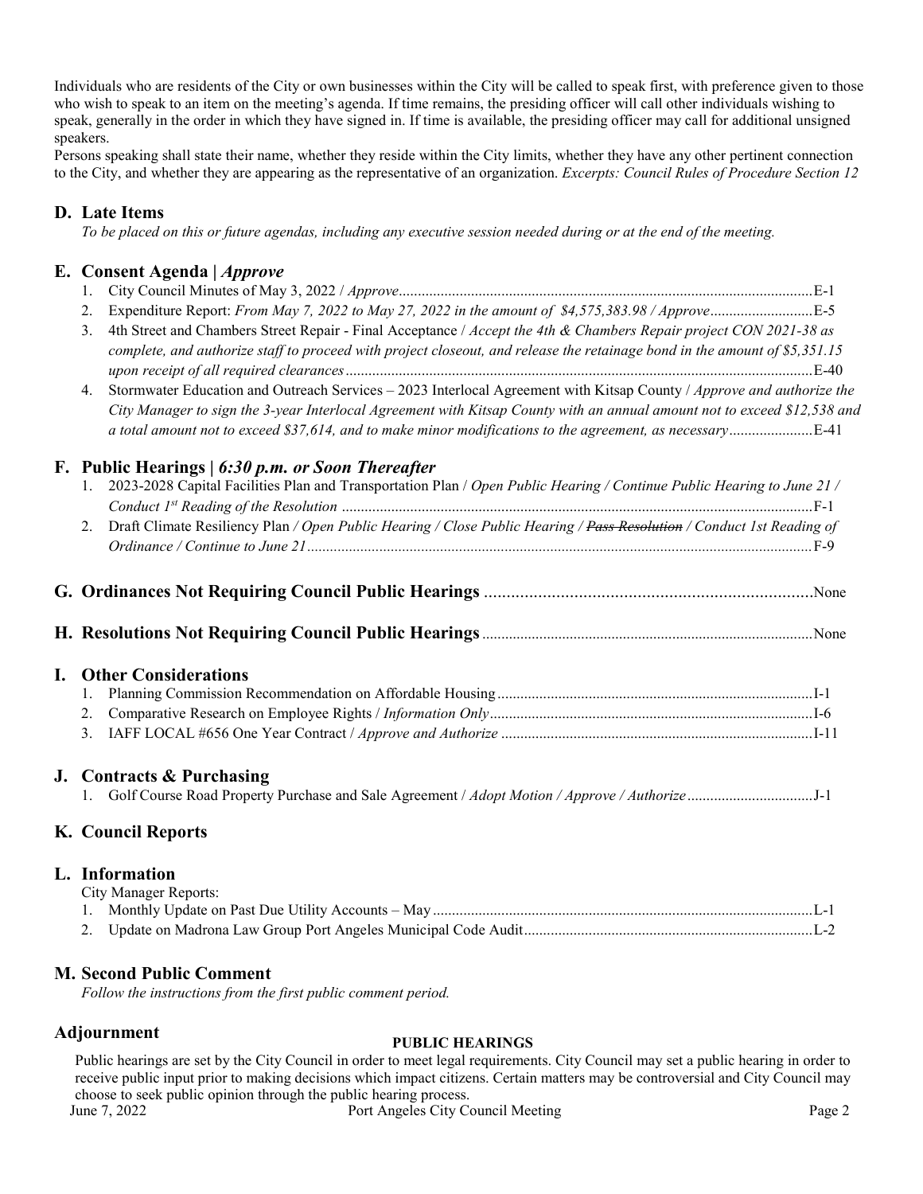Individuals who are residents of the City or own businesses within the City will be called to speak first, with preference given to those who wish to speak to an item on the meeting's agenda. If time remains, the presiding officer will call other individuals wishing to speak, generally in the order in which they have signed in. If time is available, the presiding officer may call for additional unsigned speakers.

Persons speaking shall state their name, whether they reside within the City limits, whether they have any other pertinent connection to the City, and whether they are appearing as the representative of an organization. *Excerpts: Council Rules of Procedure Section 12*

## D. Late Items

*To be placed on this or future agendas, including any executive session needed during or at the end of the meeting.*

## E. Consent Agenda | *Approve*

1. City Council Minutes of May 3, 2022 / *Approve*....................E-1
2. Expenditure Report: *From May 7, 2022 to May 27, 2022 in the amount of $4,575,383.98 / Approve*....................E-5
3. 4th Street and Chambers Street Repair - Final Acceptance / *Accept the 4th & Chambers Repair project CON 2021-38 as complete, and authorize staff to proceed with project closeout, and release the retainage bond in the amount of $5,351.15 upon receipt of all required clearances*....................E-40
4. Stormwater Education and Outreach Services – 2023 Interlocal Agreement with Kitsap County / *Approve and authorize the City Manager to sign the 3-year Interlocal Agreement with Kitsap County with an annual amount not to exceed $12,538 and a total amount not to exceed $37,614, and to make minor modifications to the agreement, as necessary*....................E-41

## F. Public Hearings | *6:30 p.m. or Soon Thereafter*

1. 2023-2028 Capital Facilities Plan and Transportation Plan / *Open Public Hearing / Continue Public Hearing to June 21 / Conduct 1st Reading of the Resolution*....................F-1
2. Draft Climate Resiliency Plan */ Open Public Hearing / Close Public Hearing / ~~Pass Resolution~~ / Conduct 1st Reading of Ordinance / Continue to June 21*....................F-9

## G. Ordinances Not Requiring Council Public Hearings ....................None

## H. Resolutions Not Requiring Council Public Hearings ....................None

## I. Other Considerations

1. Planning Commission Recommendation on Affordable Housing....................I-1
2. Comparative Research on Employee Rights / *Information Only*....................I-6
3. IAFF LOCAL #656 One Year Contract / *Approve and Authorize*....................I-11

## J. Contracts & Purchasing

1. Golf Course Road Property Purchase and Sale Agreement / *Adopt Motion / Approve / Authorize*....................J-1

## K. Council Reports

## L. Information

City Manager Reports:

1. Monthly Update on Past Due Utility Accounts – May....................L-1
2. Update on Madrona Law Group Port Angeles Municipal Code Audit....................L-2

## M. Second Public Comment

*Follow the instructions from the first public comment period.*

## Adjournment

**PUBLIC HEARINGS**

Public hearings are set by the City Council in order to meet legal requirements. City Council may set a public hearing in order to receive public input prior to making decisions which impact citizens. Certain matters may be controversial and City Council may choose to seek public opinion through the public hearing process.